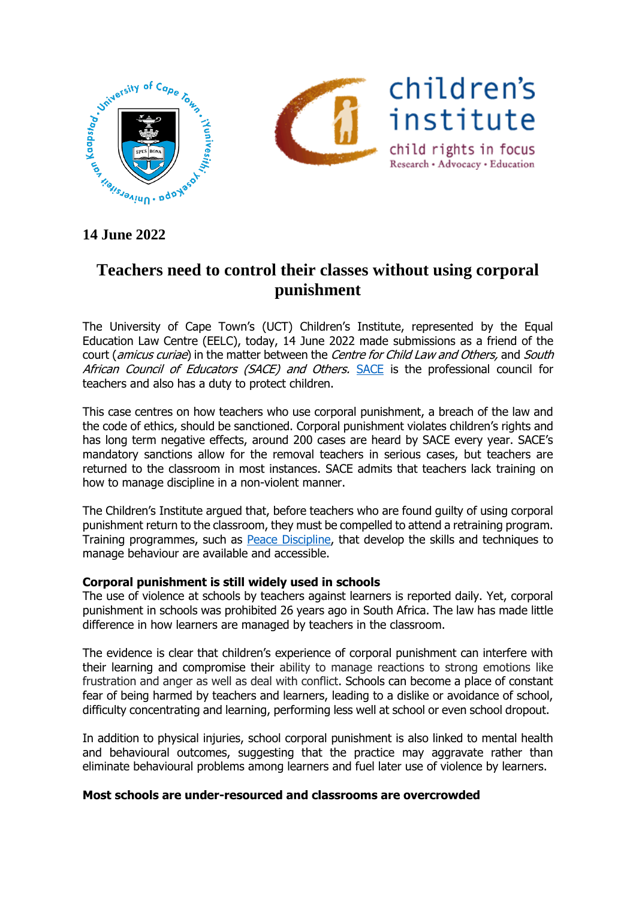**14 June 2022**

# Teachers need to control their classes without using corporal punishment

The University of Cape Town's (UCT) Children's Institute, represented by the Equal Education Law Centre (EELC), today, 14 June 2022 made submissions as a friend of the court (*amicus curiae*) in the matter between the *Centre for Child Law and Others,* and *South African Council of Educators (SACE) and Others.* [SACE](#) is the professional council for teachers and also has a duty to protect children.

This case centres on how teachers who use corporal punishment, a breach of the law and the code of ethics, should be sanctioned. Corporal punishment violates children's rights and has long term negative effects, around 200 cases are heard by SACE every year. SACE's mandatory sanctions allow for the removal teachers in serious cases, but teachers are returned to the classroom in most instances. SACE admits that teachers lack training on how to manage discipline in a non-violent manner.

The Children's Institute argued that, before teachers who are found guilty of using corporal punishment return to the classroom, they must be compelled to attend a retraining program. Training programmes, such as [Peace Discipline](#), that develop the skills and techniques to manage behaviour are available and accessible.

**Corporal punishment is still widely used in schools**

The use of violence at schools by teachers against learners is reported daily. Yet, corporal punishment in schools was prohibited 26 years ago in South Africa. The law has made little difference in how learners are managed by teachers in the classroom.

The evidence is clear that children's experience of corporal punishment can interfere with their learning and compromise their ability to manage reactions to strong emotions like frustration and anger as well as deal with conflict. Schools can become a place of constant fear of being harmed by teachers and learners, leading to a dislike or avoidance of school, difficulty concentrating and learning, performing less well at school or even school dropout.

In addition to physical injuries, school corporal punishment is also linked to mental health and behavioural outcomes, suggesting that the practice may aggravate rather than eliminate behavioural problems among learners and fuel later use of violence by learners.

**Most schools are under-resourced and classrooms are overcrowded**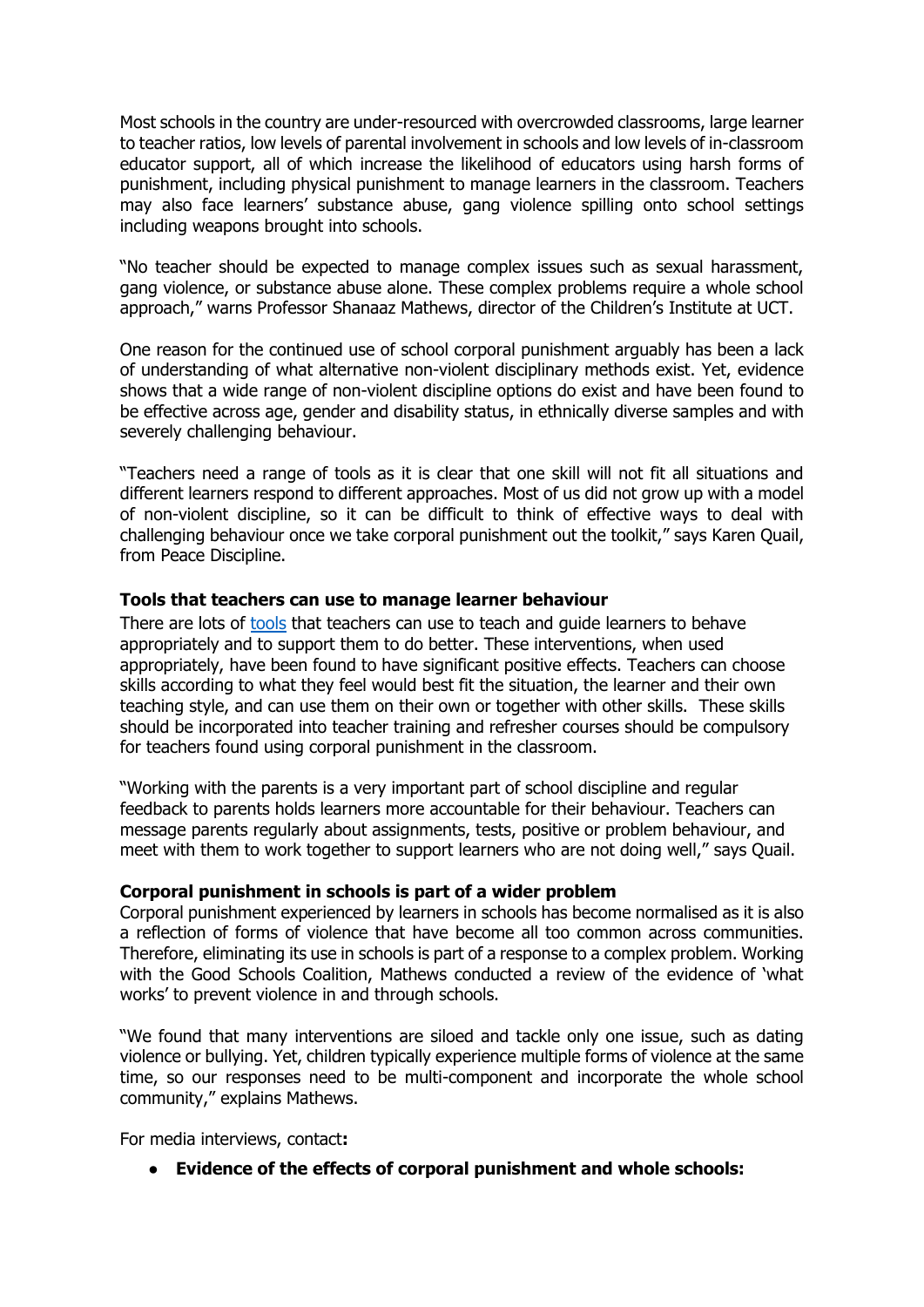Most schools in the country are under-resourced with overcrowded classrooms, large learner to teacher ratios, low levels of parental involvement in schools and low levels of in-classroom educator support, all of which increase the likelihood of educators using harsh forms of punishment, including physical punishment to manage learners in the classroom. Teachers may also face learners' substance abuse, gang violence spilling onto school settings including weapons brought into schools.

"No teacher should be expected to manage complex issues such as sexual harassment, gang violence, or substance abuse alone. These complex problems require a whole school approach," warns Professor Shanaaz Mathews, director of the Children's Institute at UCT.

One reason for the continued use of school corporal punishment arguably has been a lack of understanding of what alternative non-violent disciplinary methods exist. Yet, evidence shows that a wide range of non-violent discipline options do exist and have been found to be effective across age, gender and disability status, in ethnically diverse samples and with severely challenging behaviour.

"Teachers need a range of tools as it is clear that one skill will not fit all situations and different learners respond to different approaches. Most of us did not grow up with a model of non-violent discipline, so it can be difficult to think of effective ways to deal with challenging behaviour once we take corporal punishment out the toolkit," says Karen Quail, from Peace Discipline.

**Tools that teachers can use to manage learner behaviour**

There are lots of tools that teachers can use to teach and guide learners to behave appropriately and to support them to do better. These interventions, when used appropriately, have been found to have significant positive effects. Teachers can choose skills according to what they feel would best fit the situation, the learner and their own teaching style, and can use them on their own or together with other skills. These skills should be incorporated into teacher training and refresher courses should be compulsory for teachers found using corporal punishment in the classroom.

"Working with the parents is a very important part of school discipline and regular feedback to parents holds learners more accountable for their behaviour. Teachers can message parents regularly about assignments, tests, positive or problem behaviour, and meet with them to work together to support learners who are not doing well," says Quail.

**Corporal punishment in schools is part of a wider problem**

Corporal punishment experienced by learners in schools has become normalised as it is also a reflection of forms of violence that have become all too common across communities. Therefore, eliminating its use in schools is part of a response to a complex problem. Working with the Good Schools Coalition, Mathews conducted a review of the evidence of 'what works' to prevent violence in and through schools.

"We found that many interventions are siloed and tackle only one issue, such as dating violence or bullying. Yet, children typically experience multiple forms of violence at the same time, so our responses need to be multi-component and incorporate the whole school community," explains Mathews.

For media interviews, contact**:**

- **Evidence of the effects of corporal punishment and whole schools:**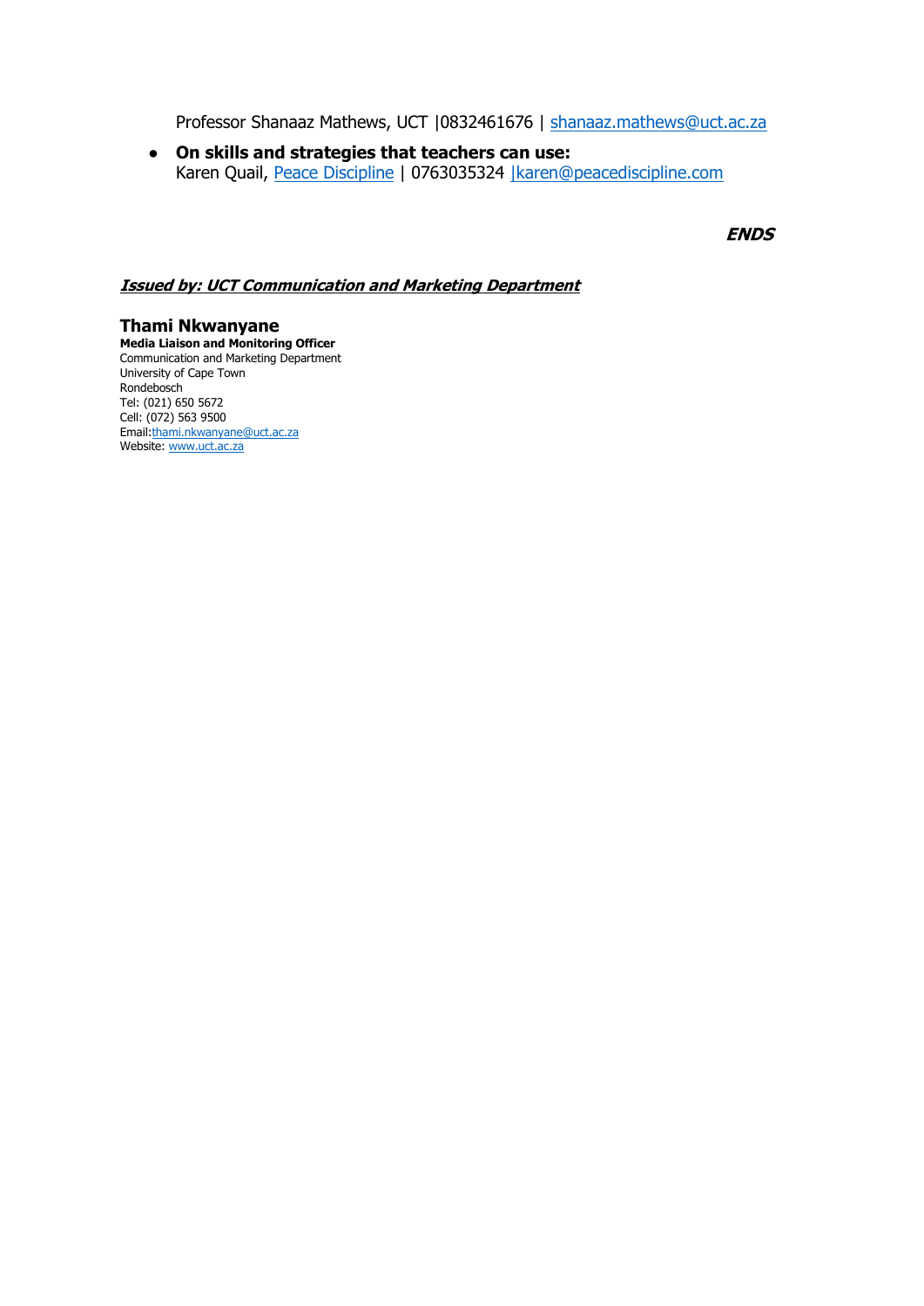Professor Shanaaz Mathews, UCT |0832461676 | shanaaz.mathews@uct.ac.za

- **On skills and strategies that teachers can use:**
  Karen Quail, Peace Discipline | 0763035324 |karen@peacediscipline.com

***ENDS***

***Issued by: UCT Communication and Marketing Department***

**Thami Nkwanyane**
**Media Liaison and Monitoring Officer**
Communication and Marketing Department
University of Cape Town
Rondebosch
Tel: (021) 650 5672
Cell: (072) 563 9500
Email:thami.nkwanyane@uct.ac.za
Website: www.uct.ac.za